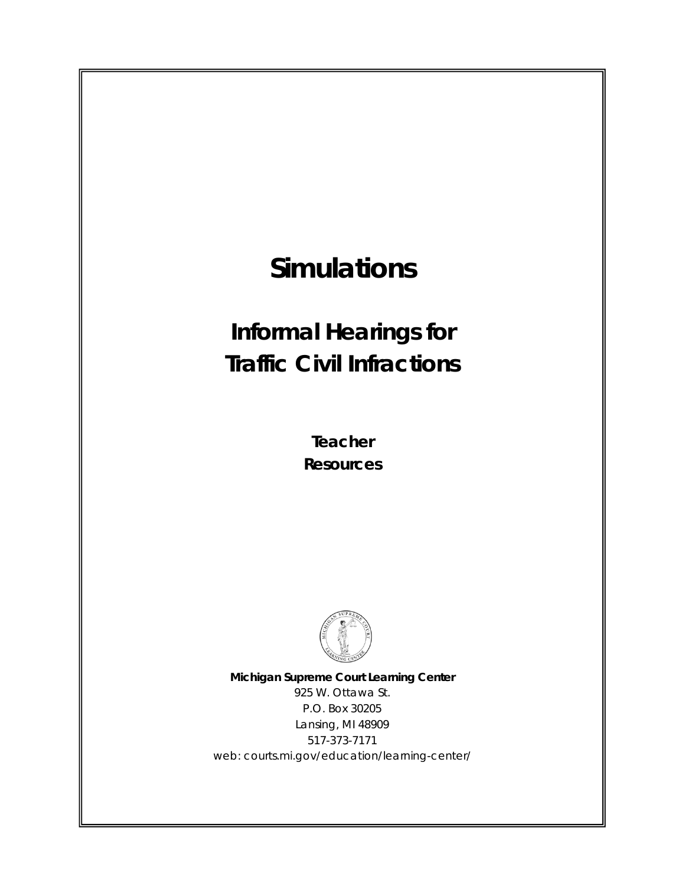# Simulations

## Informal Hearings for Traffic Civil Infractions

**Teacher Resources**

**Michigan Supreme Court Learning Center**
925 W. Ottawa St.
P.O. Box 30205
Lansing, MI 48909
517-373-7171
web: courts.mi.gov/education/learning-center/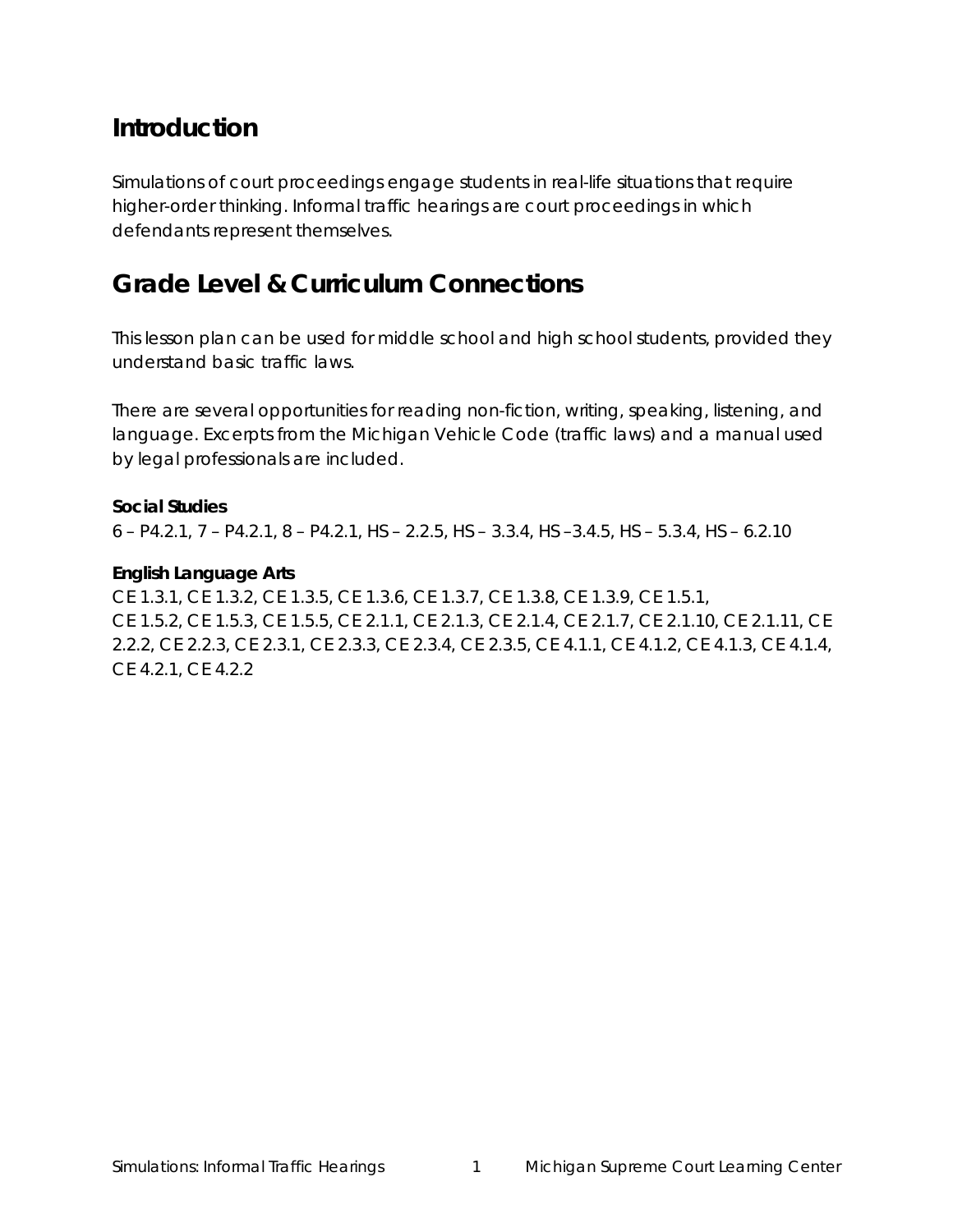## Introduction

Simulations of court proceedings engage students in real-life situations that require higher-order thinking. Informal traffic hearings are court proceedings in which defendants represent themselves.

## Grade Level & Curriculum Connections

This lesson plan can be used for middle school and high school students, provided they understand basic traffic laws.

There are several opportunities for reading non-fiction, writing, speaking, listening, and language. Excerpts from the Michigan Vehicle Code (traffic laws) and a manual used by legal professionals are included.

**Social Studies**
6 – P4.2.1, 7 – P4.2.1, 8 – P4.2.1, HS – 2.2.5, HS – 3.3.4, HS –3.4.5, HS – 5.3.4, HS – 6.2.10

**English Language Arts**
CE 1.3.1, CE 1.3.2, CE 1.3.5, CE 1.3.6, CE 1.3.7, CE 1.3.8, CE 1.3.9, CE 1.5.1, CE 1.5.2, CE 1.5.3, CE 1.5.5, CE 2.1.1, CE 2.1.3, CE 2.1.4, CE 2.1.7, CE 2.1.10, CE 2.1.11, CE 2.2.2, CE 2.2.3, CE 2.3.1, CE 2.3.3, CE 2.3.4, CE 2.3.5, CE 4.1.1, CE 4.1.2, CE 4.1.3, CE 4.1.4, CE 4.2.1, CE 4.2.2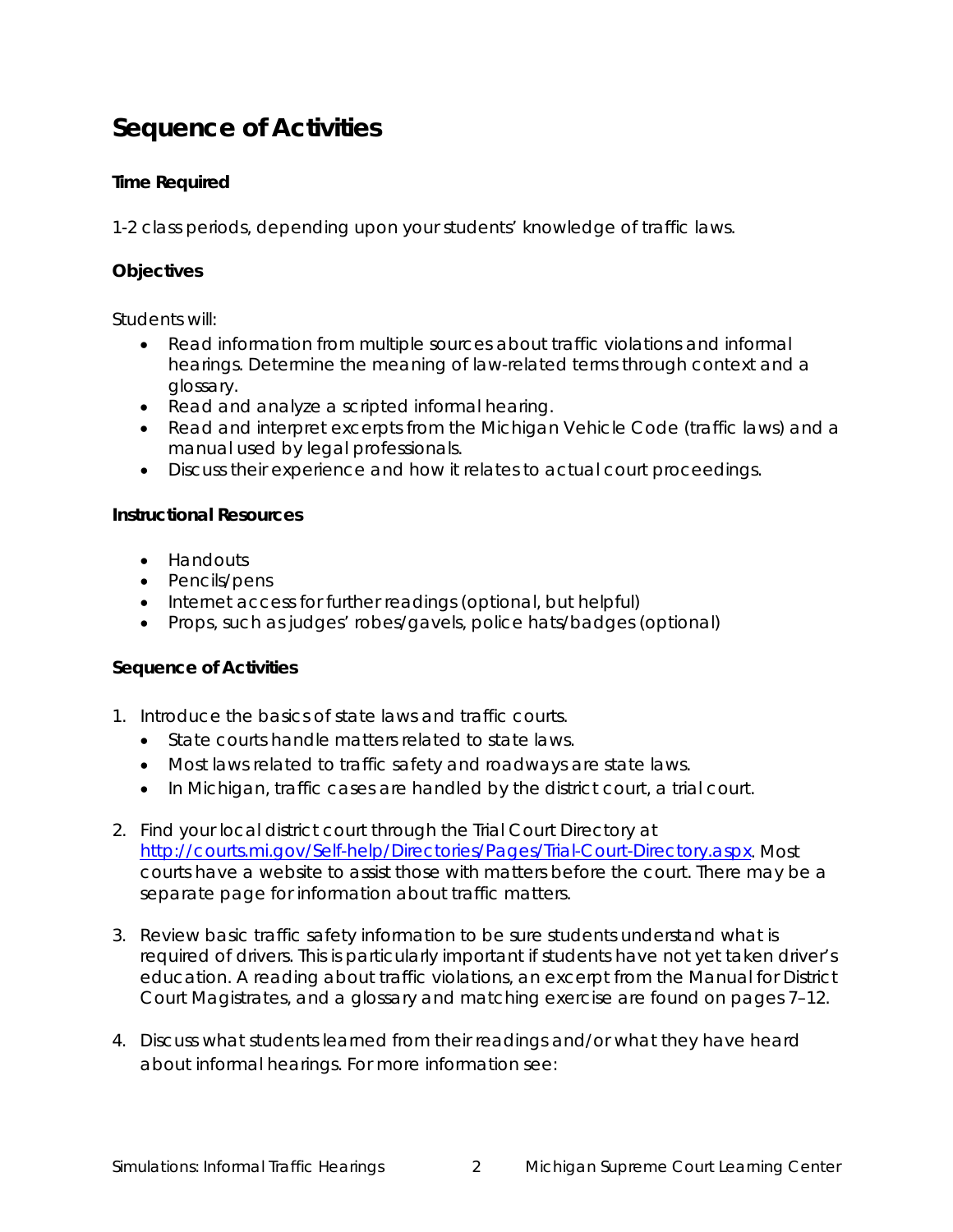# Sequence of Activities

**Time Required**

1-2 class periods, depending upon your students' knowledge of traffic laws.

**Objectives**

Students will:

- Read information from multiple sources about traffic violations and informal hearings. Determine the meaning of law-related terms through context and a glossary.
- Read and analyze a scripted informal hearing.
- Read and interpret excerpts from the Michigan Vehicle Code (traffic laws) and a manual used by legal professionals.
- Discuss their experience and how it relates to actual court proceedings.

**Instructional Resources**

- Handouts
- Pencils/pens
- Internet access for further readings (optional, but helpful)
- Props, such as judges' robes/gavels, police hats/badges (optional)

**Sequence of Activities**

1. Introduce the basics of state laws and traffic courts.
   - State courts handle matters related to state laws.
   - Most laws related to traffic safety and roadways are state laws.
   - In Michigan, traffic cases are handled by the district court, a trial court.

2. Find your local district court through the Trial Court Directory at [http://courts.mi.gov/Self-help/Directories/Pages/Trial-Court-Directory.aspx](http://courts.mi.gov/Self-help/Directories/Pages/Trial-Court-Directory.aspx). Most courts have a website to assist those with matters before the court. There may be a separate page for information about traffic matters.

3. Review basic traffic safety information to be sure students understand what is required of drivers. This is particularly important if students have not yet taken driver's education. A reading about traffic violations, an excerpt from the Manual for District Court Magistrates, and a glossary and matching exercise are found on pages 7–12.

4. Discuss what students learned from their readings and/or what they have heard about informal hearings. For more information see: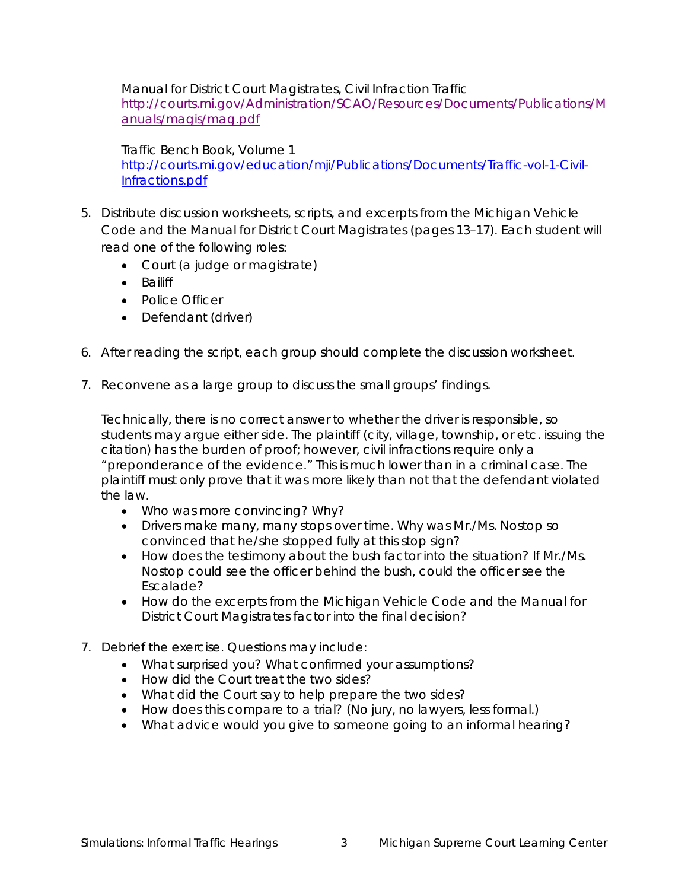Manual for District Court Magistrates, Civil Infraction Traffic
[http://courts.mi.gov/Administration/SCAO/Resources/Documents/Publications/Manuals/magis/mag.pdf](http://courts.mi.gov/Administration/SCAO/Resources/Documents/Publications/Manuals/magis/mag.pdf)

Traffic Bench Book, Volume 1
[http://courts.mi.gov/education/mji/Publications/Documents/Traffic-vol-1-Civil-Infractions.pdf](http://courts.mi.gov/education/mji/Publications/Documents/Traffic-vol-1-Civil-Infractions.pdf)

5. Distribute discussion worksheets, scripts, and excerpts from the Michigan Vehicle Code and the Manual for District Court Magistrates (pages 13–17). Each student will read one of the following roles:
   - Court (a judge or magistrate)
   - Bailiff
   - Police Officer
   - Defendant (driver)

6. After reading the script, each group should complete the discussion worksheet.

7. Reconvene as a large group to discuss the small groups' findings.

   Technically, there is no correct answer to whether the driver is responsible, so students may argue either side. The plaintiff (city, village, township, or etc. issuing the citation) has the burden of proof; however, civil infractions require only a "preponderance of the evidence." This is much lower than in a criminal case. The plaintiff must only prove that it was more likely than not that the defendant violated the law.
   - Who was more convincing? Why?
   - Drivers make many, many stops over time. Why was Mr./Ms. Nostop so convinced that he/she stopped fully at this stop sign?
   - How does the testimony about the bush factor into the situation? If Mr./Ms. Nostop could see the officer behind the bush, could the officer see the Escalade?
   - How do the excerpts from the Michigan Vehicle Code and the Manual for District Court Magistrates factor into the final decision?

7. Debrief the exercise. Questions may include:
   - What surprised you? What confirmed your assumptions?
   - How did the Court treat the two sides?
   - What did the Court say to help prepare the two sides?
   - How does this compare to a trial? (No jury, no lawyers, less formal.)
   - What advice would you give to someone going to an informal hearing?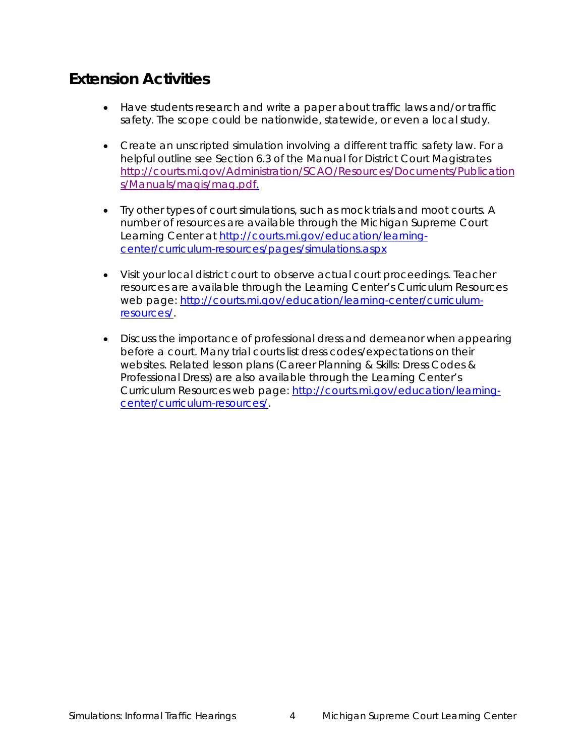## Extension Activities

- Have students research and write a paper about traffic laws and/or traffic safety. The scope could be nationwide, statewide, or even a local study.
- Create an unscripted simulation involving a different traffic safety law. For a helpful outline see Section 6.3 of the Manual for District Court Magistrates [http://courts.mi.gov/Administration/SCAO/Resources/Documents/Publications/Manuals/magis/mag.pdf.](http://courts.mi.gov/Administration/SCAO/Resources/Documents/Publications/Manuals/magis/mag.pdf)
- Try other types of court simulations, such as mock trials and moot courts. A number of resources are available through the Michigan Supreme Court Learning Center at [http://courts.mi.gov/education/learning-center/curriculum-resources/pages/simulations.aspx](http://courts.mi.gov/education/learning-center/curriculum-resources/pages/simulations.aspx)
- Visit your local district court to observe actual court proceedings. Teacher resources are available through the Learning Center's Curriculum Resources web page: [http://courts.mi.gov/education/learning-center/curriculum-resources/](http://courts.mi.gov/education/learning-center/curriculum-resources/).
- Discuss the importance of professional dress and demeanor when appearing before a court. Many trial courts list dress codes/expectations on their websites. Related lesson plans (Career Planning & Skills: Dress Codes & Professional Dress) are also available through the Learning Center's Curriculum Resources web page: [http://courts.mi.gov/education/learning-center/curriculum-resources/](http://courts.mi.gov/education/learning-center/curriculum-resources/).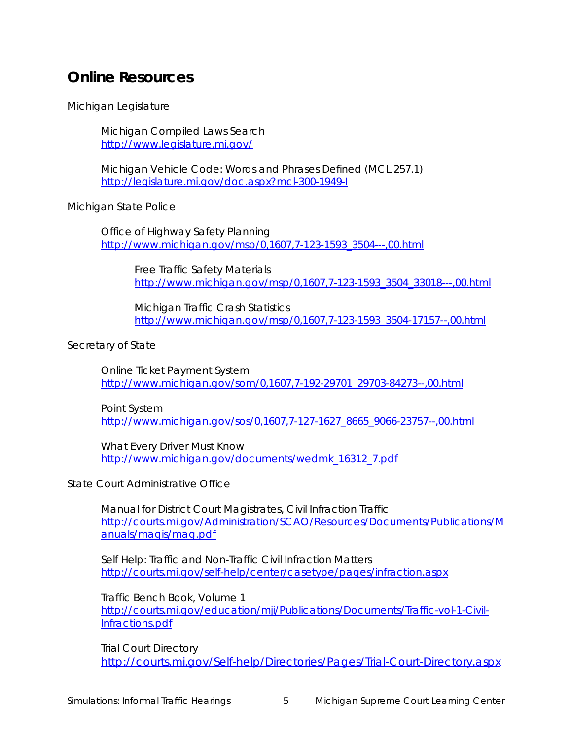## Online Resources

Michigan Legislature

- Michigan Compiled Laws Search
  http://www.legislature.mi.gov/

- Michigan Vehicle Code: Words and Phrases Defined (MCL 257.1)
  http://legislature.mi.gov/doc.aspx?mcl-300-1949-I

Michigan State Police

- Office of Highway Safety Planning
  http://www.michigan.gov/msp/0,1607,7-123-1593_3504---,00.html

  - Free Traffic Safety Materials
    http://www.michigan.gov/msp/0,1607,7-123-1593_3504_33018---,00.html

  - Michigan Traffic Crash Statistics
    http://www.michigan.gov/msp/0,1607,7-123-1593_3504-17157--,00.html

Secretary of State

- Online Ticket Payment System
  http://www.michigan.gov/som/0,1607,7-192-29701_29703-84273--,00.html

- Point System
  http://www.michigan.gov/sos/0,1607,7-127-1627_8665_9066-23757--,00.html

- What Every Driver Must Know
  http://www.michigan.gov/documents/wedmk_16312_7.pdf

State Court Administrative Office

- Manual for District Court Magistrates, Civil Infraction Traffic
  http://courts.mi.gov/Administration/SCAO/Resources/Documents/Publications/Manuals/magis/mag.pdf

- Self Help: Traffic and Non-Traffic Civil Infraction Matters
  http://courts.mi.gov/self-help/center/casetype/pages/infraction.aspx

- Traffic Bench Book, Volume 1
  http://courts.mi.gov/education/mji/Publications/Documents/Traffic-vol-1-Civil-Infractions.pdf

- Trial Court Directory
  http://courts.mi.gov/Self-help/Directories/Pages/Trial-Court-Directory.aspx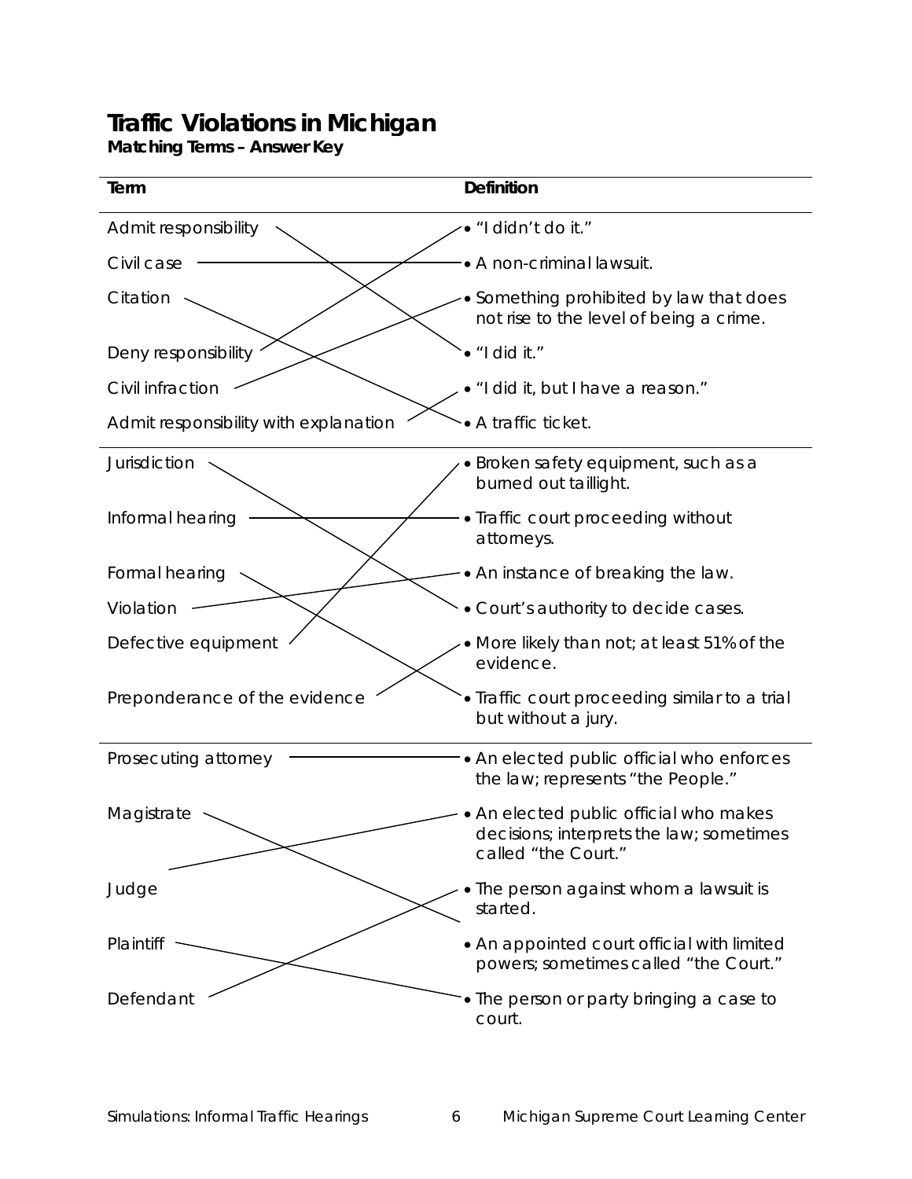# Traffic Violations in Michigan

**Matching Terms – Answer Key**

| Term | Definition |
| --- | --- |
| Admit responsibility | • "I didn't do it." |
| Civil case | • A non-criminal lawsuit. |
| Citation | • Something prohibited by law that does not rise to the level of being a crime. |
| Deny responsibility | • "I did it." |
| Civil infraction | • "I did it, but I have a reason." |
| Admit responsibility with explanation | • A traffic ticket. |
| Jurisdiction | • Broken safety equipment, such as a burned out taillight. |
| Informal hearing | • Traffic court proceeding without attorneys. |
| Formal hearing | • An instance of breaking the law. |
| Violation | • Court's authority to decide cases. |
| Defective equipment | • More likely than not; at least 51% of the evidence. |
| Preponderance of the evidence | • Traffic court proceeding similar to a trial but without a jury. |
| Prosecuting attorney | • An elected public official who enforces the law; represents "the People." |
| Magistrate | • An elected public official who makes decisions; interprets the law; sometimes called "the Court." |
| Judge | • The person against whom a lawsuit is started. |
| Plaintiff | • An appointed court official with limited powers; sometimes called "the Court." |
| Defendant | • The person or party bringing a case to court. |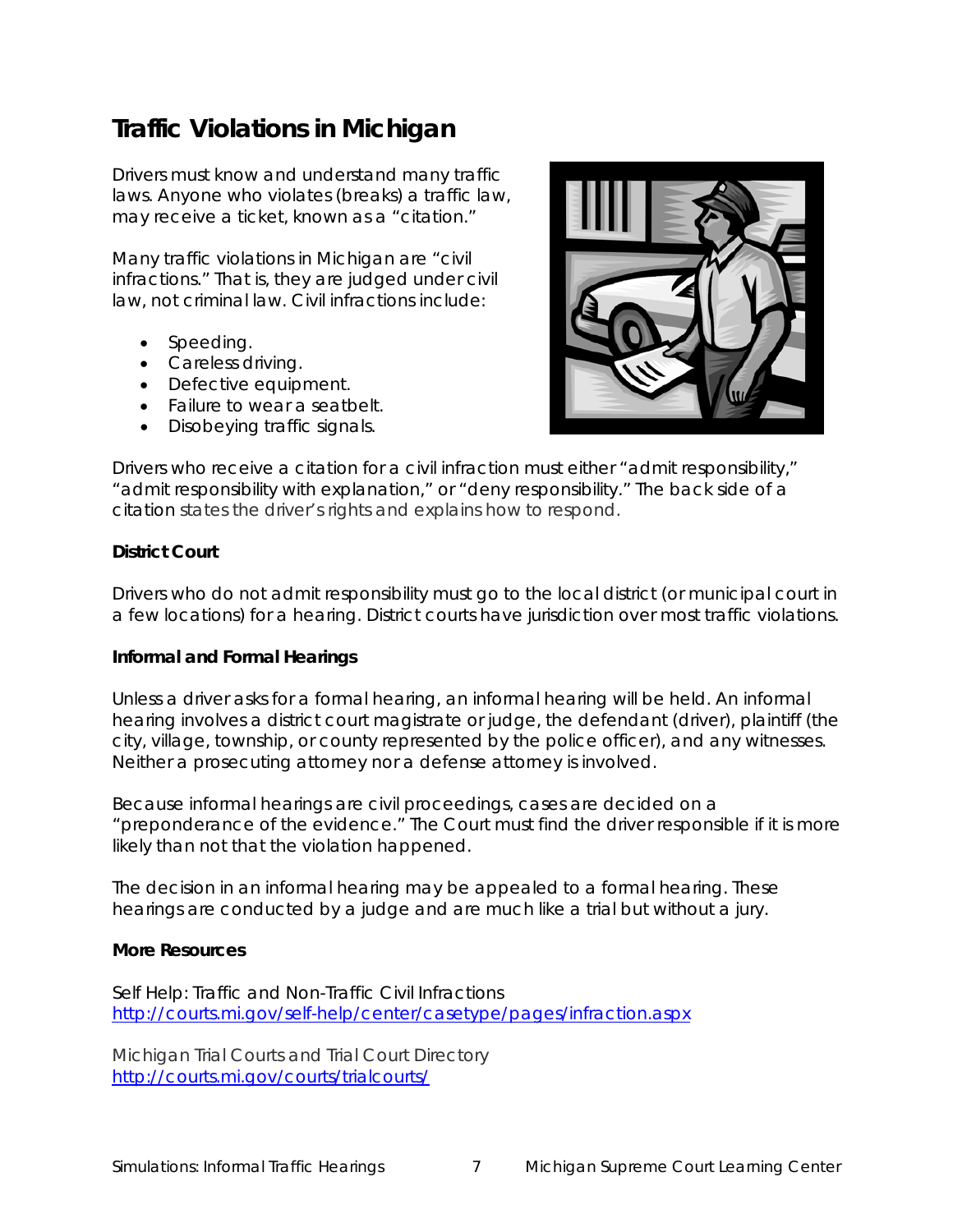# Traffic Violations in Michigan

Drivers must know and understand many traffic laws. Anyone who violates (breaks) a traffic law, may receive a ticket, known as a "citation."

Many traffic violations in Michigan are "civil infractions." That is, they are judged under civil law, not criminal law. Civil infractions include:

- Speeding.
- Careless driving.
- Defective equipment.
- Failure to wear a seatbelt.
- Disobeying traffic signals.

Drivers who receive a citation for a civil infraction must either "admit responsibility," "admit responsibility with explanation," or "deny responsibility." The back side of a citation states the driver's rights and explains how to respond.

**District Court**

Drivers who do not admit responsibility must go to the local district (or municipal court in a few locations) for a hearing. District courts have jurisdiction over most traffic violations.

**Informal and Formal Hearings**

Unless a driver asks for a formal hearing, an informal hearing will be held. An informal hearing involves a district court magistrate or judge, the defendant (driver), plaintiff (the city, village, township, or county represented by the police officer), and any witnesses. Neither a prosecuting attorney nor a defense attorney is involved.

Because informal hearings are civil proceedings, cases are decided on a "preponderance of the evidence." The Court must find the driver responsible if it is more likely than not that the violation happened.

The decision in an informal hearing may be appealed to a formal hearing. These hearings are conducted by a judge and are much like a trial but without a jury.

**More Resources**

Self Help: Traffic and Non-Traffic Civil Infractions
http://courts.mi.gov/self-help/center/casetype/pages/infraction.aspx

Michigan Trial Courts and Trial Court Directory
http://courts.mi.gov/courts/trialcourts/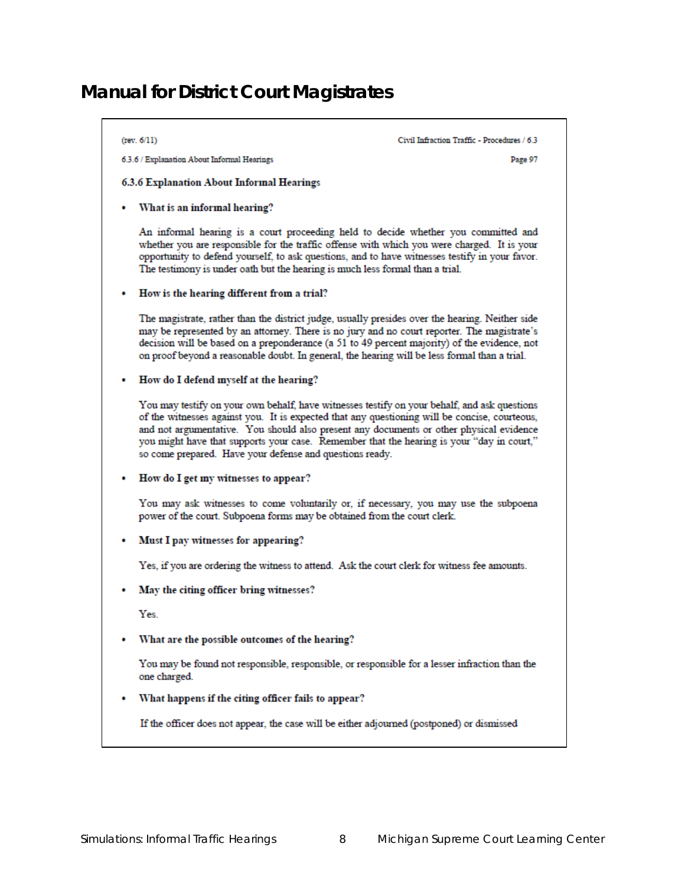# Manual for District Court Magistrates

(rev. 6/11) Civil Infraction Traffic - Procedures / 6.3

6.3.6 / Explanation About Informal Hearings Page 97

### 6.3.6 Explanation About Informal Hearings

- **What is an informal hearing?**

  An informal hearing is a court proceeding held to decide whether you committed and whether you are responsible for the traffic offense with which you were charged. It is your opportunity to defend yourself, to ask questions, and to have witnesses testify in your favor. The testimony is under oath but the hearing is much less formal than a trial.

- **How is the hearing different from a trial?**

  The magistrate, rather than the district judge, usually presides over the hearing. Neither side may be represented by an attorney. There is no jury and no court reporter. The magistrate's decision will be based on a preponderance (a 51 to 49 percent majority) of the evidence, not on proof beyond a reasonable doubt. In general, the hearing will be less formal than a trial.

- **How do I defend myself at the hearing?**

  You may testify on your own behalf, have witnesses testify on your behalf, and ask questions of the witnesses against you. It is expected that any questioning will be concise, courteous, and not argumentative. You should also present any documents or other physical evidence you might have that supports your case. Remember that the hearing is your "day in court," so come prepared. Have your defense and questions ready.

- **How do I get my witnesses to appear?**

  You may ask witnesses to come voluntarily or, if necessary, you may use the subpoena power of the court. Subpoena forms may be obtained from the court clerk.

- **Must I pay witnesses for appearing?**

  Yes, if you are ordering the witness to attend. Ask the court clerk for witness fee amounts.

- **May the citing officer bring witnesses?**

  Yes.

- **What are the possible outcomes of the hearing?**

  You may be found not responsible, responsible, or responsible for a lesser infraction than the one charged.

- **What happens if the citing officer fails to appear?**

  If the officer does not appear, the case will be either adjourned (postponed) or dismissed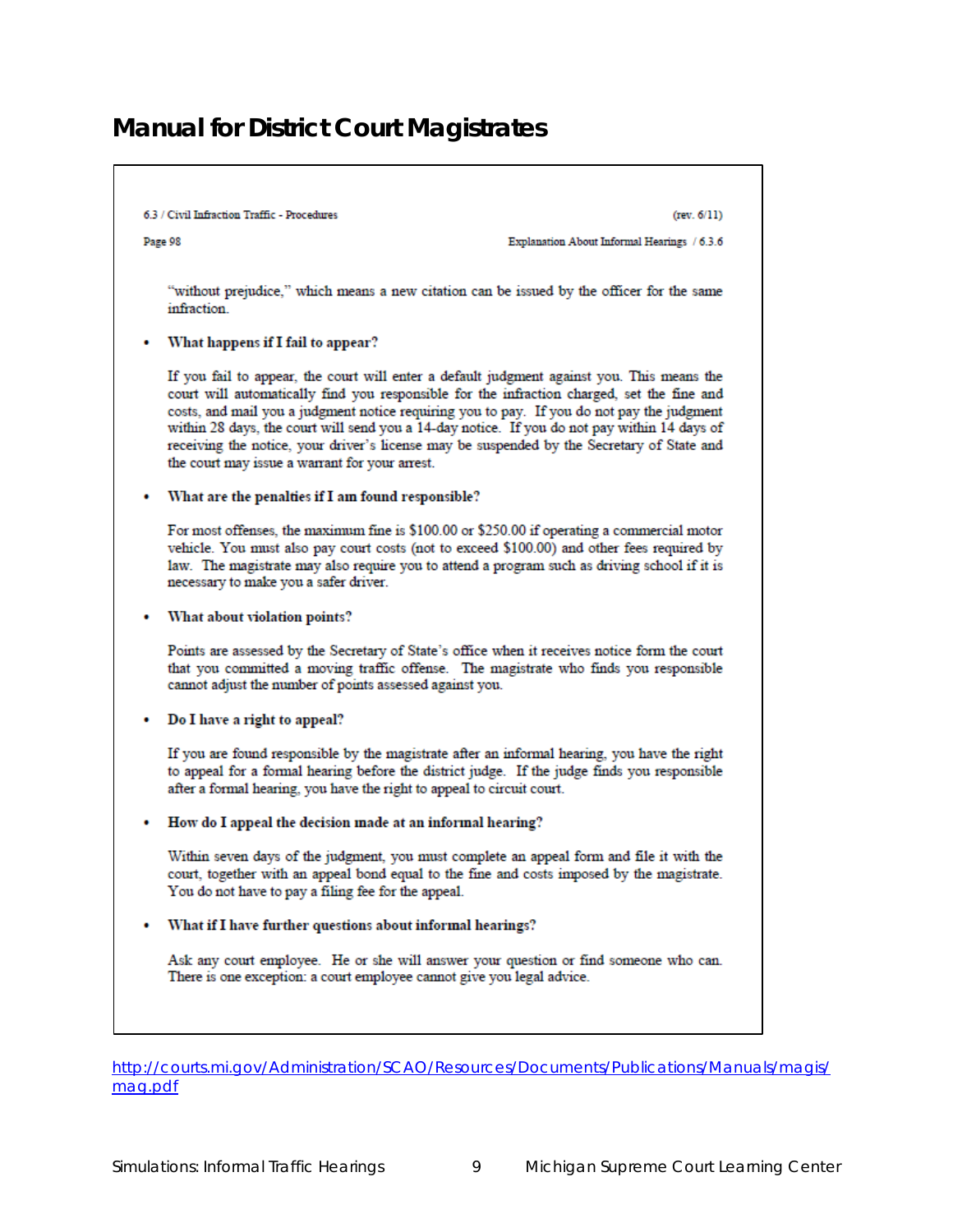# Manual for District Court Magistrates

6.3 / Civil Infraction Traffic - Procedures (rev. 6/11)

Page 98 Explanation About Informal Hearings / 6.3.6

"without prejudice," which means a new citation can be issued by the officer for the same infraction.

- **What happens if I fail to appear?**

  If you fail to appear, the court will enter a default judgment against you. This means the court will automatically find you responsible for the infraction charged, set the fine and costs, and mail you a judgment notice requiring you to pay. If you do not pay the judgment within 28 days, the court will send you a 14-day notice. If you do not pay within 14 days of receiving the notice, your driver's license may be suspended by the Secretary of State and the court may issue a warrant for your arrest.

- **What are the penalties if I am found responsible?**

  For most offenses, the maximum fine is $100.00 or $250.00 if operating a commercial motor vehicle. You must also pay court costs (not to exceed $100.00) and other fees required by law. The magistrate may also require you to attend a program such as driving school if it is necessary to make you a safer driver.

- **What about violation points?**

  Points are assessed by the Secretary of State's office when it receives notice form the court that you committed a moving traffic offense. The magistrate who finds you responsible cannot adjust the number of points assessed against you.

- **Do I have a right to appeal?**

  If you are found responsible by the magistrate after an informal hearing, you have the right to appeal for a formal hearing before the district judge. If the judge finds you responsible after a formal hearing, you have the right to appeal to circuit court.

- **How do I appeal the decision made at an informal hearing?**

  Within seven days of the judgment, you must complete an appeal form and file it with the court, together with an appeal bond equal to the fine and costs imposed by the magistrate. You do not have to pay a filing fee for the appeal.

- **What if I have further questions about informal hearings?**

  Ask any court employee. He or she will answer your question or find someone who can. There is one exception: a court employee cannot give you legal advice.

http://courts.mi.gov/Administration/SCAO/Resources/Documents/Publications/Manuals/magis/mag.pdf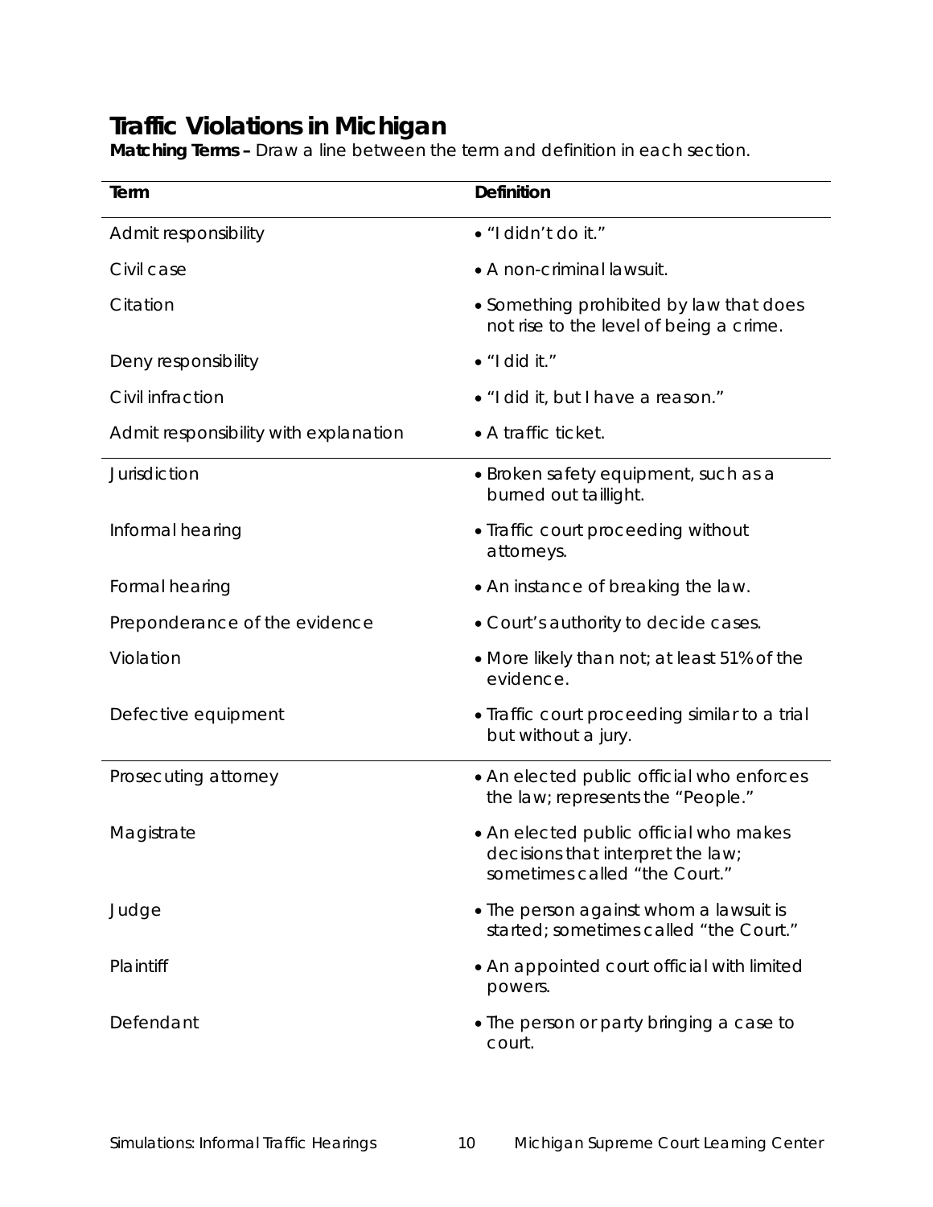# Traffic Violations in Michigan

**Matching Terms –** Draw a line between the term and definition in each section.

| Term | Definition |
|---|---|
| Admit responsibility | • "I didn't do it." |
| Civil case | • A non-criminal lawsuit. |
| Citation | • Something prohibited by law that does not rise to the level of being a crime. |
| Deny responsibility | • "I did it." |
| Civil infraction | • "I did it, but I have a reason." |
| Admit responsibility with explanation | • A traffic ticket. |
| Jurisdiction | • Broken safety equipment, such as a burned out taillight. |
| Informal hearing | • Traffic court proceeding without attorneys. |
| Formal hearing | • An instance of breaking the law. |
| Preponderance of the evidence | • Court's authority to decide cases. |
| Violation | • More likely than not; at least 51% of the evidence. |
| Defective equipment | • Traffic court proceeding similar to a trial but without a jury. |
| Prosecuting attorney | • An elected public official who enforces the law; represents the "People." |
| Magistrate | • An elected public official who makes decisions that interpret the law; sometimes called "the Court." |
| Judge | • The person against whom a lawsuit is started; sometimes called "the Court." |
| Plaintiff | • An appointed court official with limited powers. |
| Defendant | • The person or party bringing a case to court. |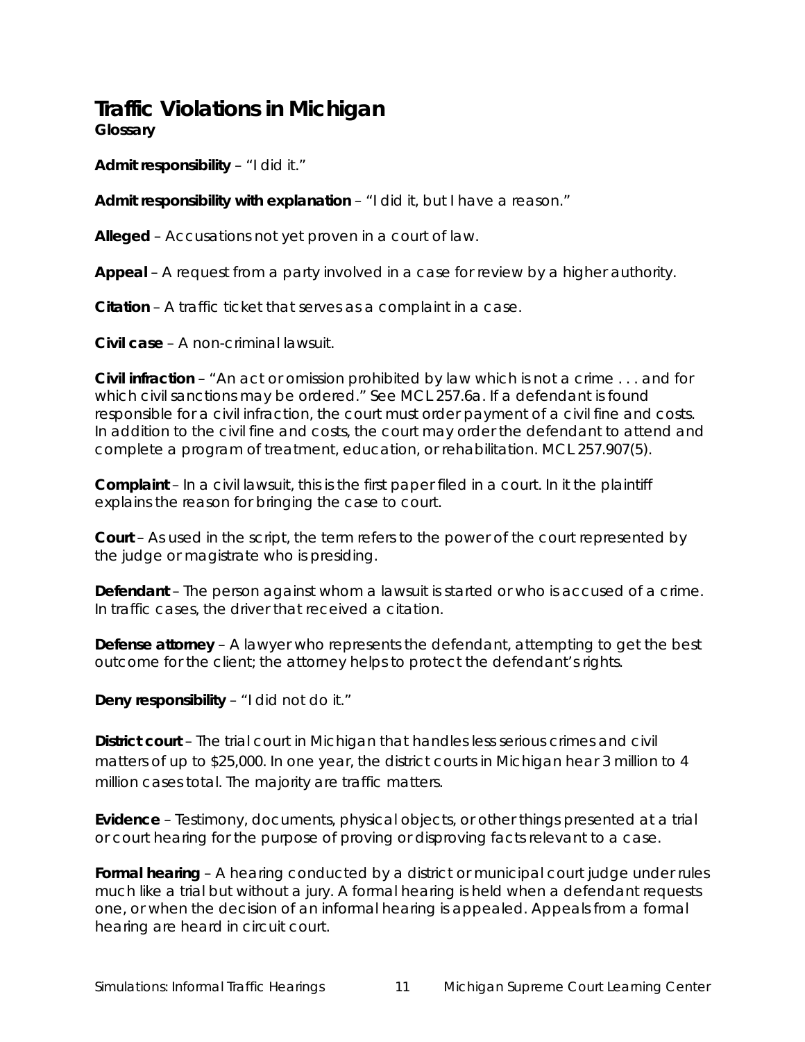# Traffic Violations in Michigan

**Glossary**

**Admit responsibility** – "I did it."

**Admit responsibility with explanation** – "I did it, but I have a reason."

**Alleged** – Accusations not yet proven in a court of law.

**Appeal** – A request from a party involved in a case for review by a higher authority.

**Citation** – A traffic ticket that serves as a complaint in a case.

**Civil case** – A non-criminal lawsuit.

**Civil infraction** – "An act or omission prohibited by law which is not a crime . . . and for which civil sanctions may be ordered." See MCL 257.6a. If a defendant is found responsible for a civil infraction, the court must order payment of a civil fine and costs. In addition to the civil fine and costs, the court may order the defendant to attend and complete a program of treatment, education, or rehabilitation. MCL 257.907(5).

**Complaint** – In a civil lawsuit, this is the first paper filed in a court. In it the plaintiff explains the reason for bringing the case to court.

**Court** – As used in the script, the term refers to the power of the court represented by the judge or magistrate who is presiding.

**Defendant** – The person against whom a lawsuit is started or who is accused of a crime. In traffic cases, the driver that received a citation.

**Defense attorney** – A lawyer who represents the defendant, attempting to get the best outcome for the client; the attorney helps to protect the defendant's rights.

**Deny responsibility** – "I did not do it."

**District court** – The trial court in Michigan that handles less serious crimes and civil matters of up to $25,000. In one year, the district courts in Michigan hear 3 million to 4 million cases total. The majority are traffic matters.

**Evidence** – Testimony, documents, physical objects, or other things presented at a trial or court hearing for the purpose of proving or disproving facts relevant to a case.

**Formal hearing** – A hearing conducted by a district or municipal court judge under rules much like a trial but without a jury. A formal hearing is held when a defendant requests one, or when the decision of an informal hearing is appealed. Appeals from a formal hearing are heard in circuit court.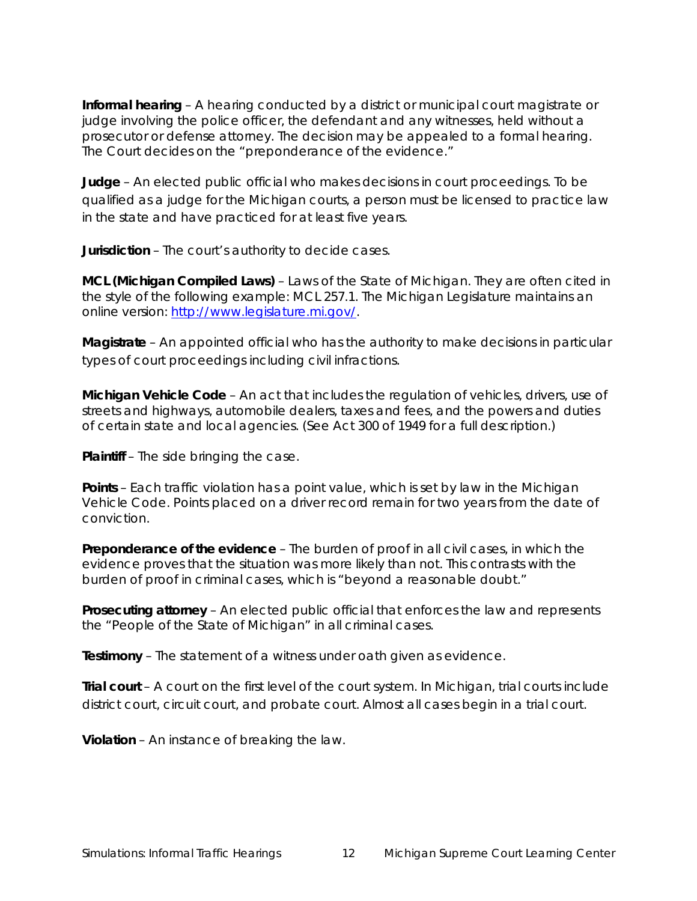**Informal hearing** – A hearing conducted by a district or municipal court magistrate or judge involving the police officer, the defendant and any witnesses, held without a prosecutor or defense attorney. The decision may be appealed to a formal hearing. The Court decides on the "preponderance of the evidence."

**Judge** – An elected public official who makes decisions in court proceedings. To be qualified as a judge for the Michigan courts, a person must be licensed to practice law in the state and have practiced for at least five years.

**Jurisdiction** – The court's authority to decide cases.

**MCL (Michigan Compiled Laws)** – Laws of the State of Michigan. They are often cited in the style of the following example: MCL 257.1. The Michigan Legislature maintains an online version: http://www.legislature.mi.gov/.

**Magistrate** – An appointed official who has the authority to make decisions in particular types of court proceedings including civil infractions.

**Michigan Vehicle Code** – An act that includes the regulation of vehicles, drivers, use of streets and highways, automobile dealers, taxes and fees, and the powers and duties of certain state and local agencies. (See Act 300 of 1949 for a full description.)

**Plaintiff** – The side bringing the case.

**Points** – Each traffic violation has a point value, which is set by law in the Michigan Vehicle Code. Points placed on a driver record remain for two years from the date of conviction.

**Preponderance of the evidence** – The burden of proof in all civil cases, in which the evidence proves that the situation was more likely than not. This contrasts with the burden of proof in criminal cases, which is "beyond a reasonable doubt."

**Prosecuting attorney** – An elected public official that enforces the law and represents the "People of the State of Michigan" in all criminal cases.

**Testimony** – The statement of a witness under oath given as evidence.

**Trial court** – A court on the first level of the court system. In Michigan, trial courts include district court, circuit court, and probate court. Almost all cases begin in a trial court.

**Violation** – An instance of breaking the law.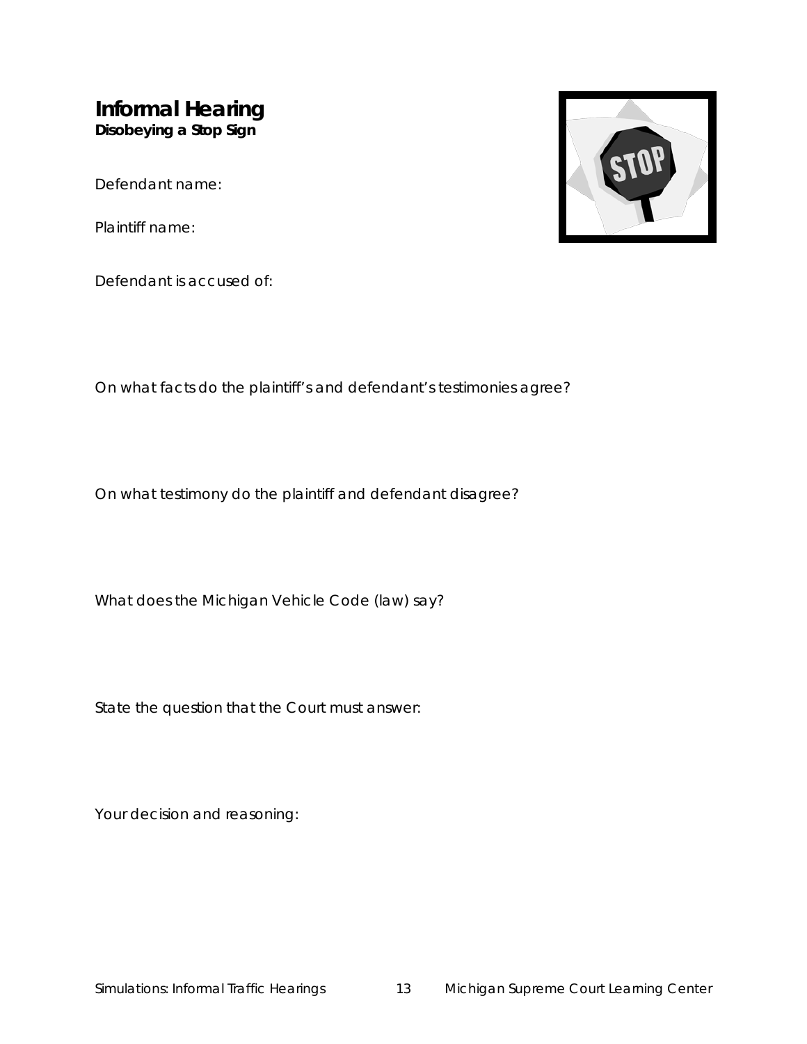# Informal Hearing

**Disobeying a Stop Sign**

Defendant name:

Plaintiff name:

Defendant is accused of:

On what facts do the plaintiff's and defendant's testimonies agree?

On what testimony do the plaintiff and defendant disagree?

What does the Michigan Vehicle Code (law) say?

State the question that the Court must answer:

Your decision and reasoning: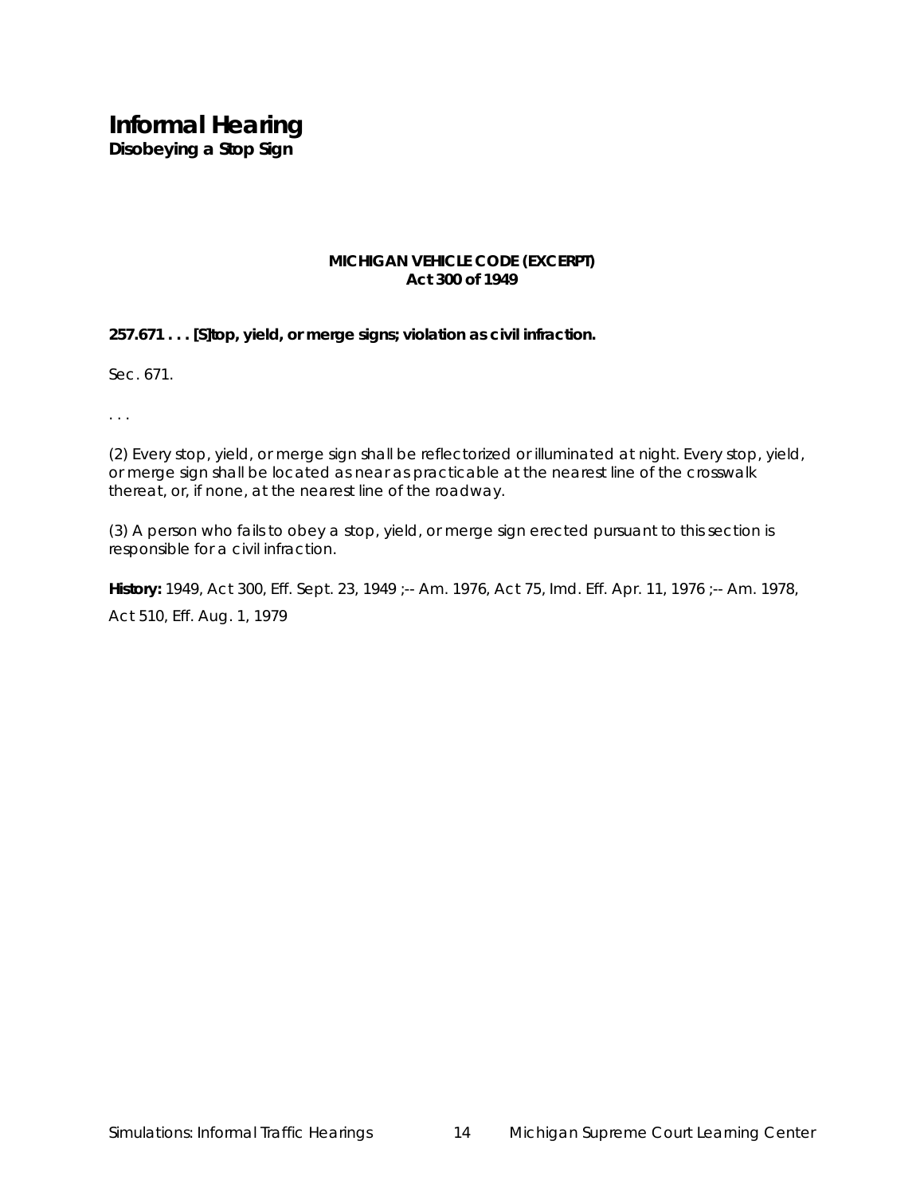# Informal Hearing

**Disobeying a Stop Sign**

**MICHIGAN VEHICLE CODE (EXCERPT)**
**Act 300 of 1949**

**257.671 . . . [S]top, yield, or merge signs; violation as civil infraction.**

Sec. 671.

. . .

(2) Every stop, yield, or merge sign shall be reflectorized or illuminated at night. Every stop, yield, or merge sign shall be located as near as practicable at the nearest line of the crosswalk thereat, or, if none, at the nearest line of the roadway.

(3) A person who fails to obey a stop, yield, or merge sign erected pursuant to this section is responsible for a civil infraction.

**History:** 1949, Act 300, Eff. Sept. 23, 1949 ;-- Am. 1976, Act 75, Imd. Eff. Apr. 11, 1976 ;-- Am. 1978, Act 510, Eff. Aug. 1, 1979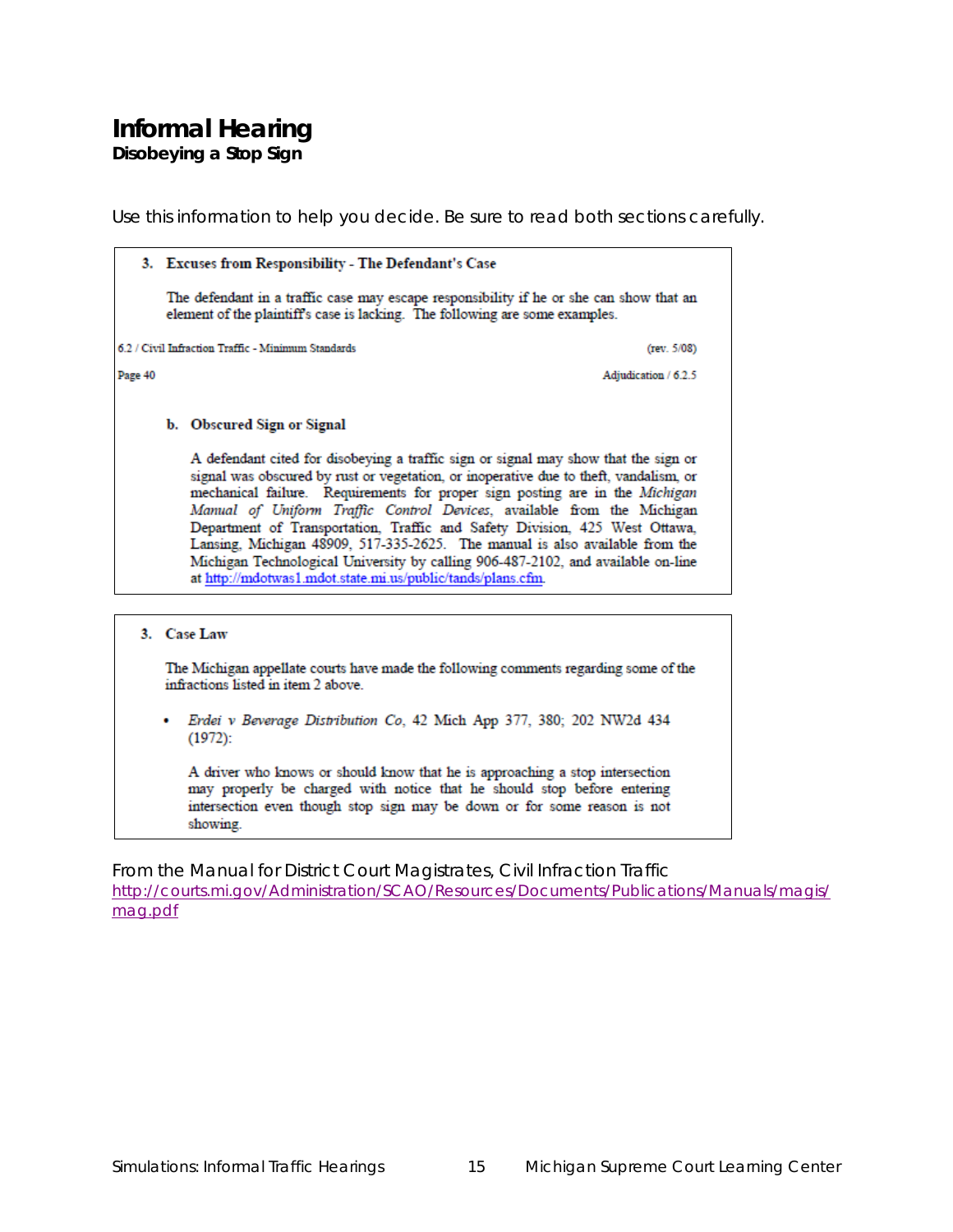# Informal Hearing

**Disobeying a Stop Sign**

Use this information to help you decide. Be sure to read both sections carefully.

> **3. Excuses from Responsibility - The Defendant's Case**
>
> The defendant in a traffic case may escape responsibility if he or she can show that an element of the plaintiff's case is lacking. The following are some examples.
>
> 6.2 / Civil Infraction Traffic - Minimum Standards (rev. 5/08)
>
> Page 40 Adjudication / 6.2.5
>
> **b. Obscured Sign or Signal**
>
> A defendant cited for disobeying a traffic sign or signal may show that the sign or signal was obscured by rust or vegetation, or inoperative due to theft, vandalism, or mechanical failure. Requirements for proper sign posting are in the *Michigan Manual of Uniform Traffic Control Devices*, available from the Michigan Department of Transportation, Traffic and Safety Division, 425 West Ottawa, Lansing, Michigan 48909, 517-335-2625. The manual is also available from the Michigan Technological University by calling 906-487-2102, and available on-line at http://mdotwas1.mdot.state.mi.us/public/tands/plans.cfm.

> **3. Case Law**
>
> The Michigan appellate courts have made the following comments regarding some of the infractions listed in item 2 above.
>
> - *Erdei v Beverage Distribution Co*, 42 Mich App 377, 380; 202 NW2d 434 (1972):
>
>   A driver who knows or should know that he is approaching a stop intersection may properly be charged with notice that he should stop before entering intersection even though stop sign may be down or for some reason is not showing.

From the Manual for District Court Magistrates, Civil Infraction Traffic
http://courts.mi.gov/Administration/SCAO/Resources/Documents/Publications/Manuals/magis/mag.pdf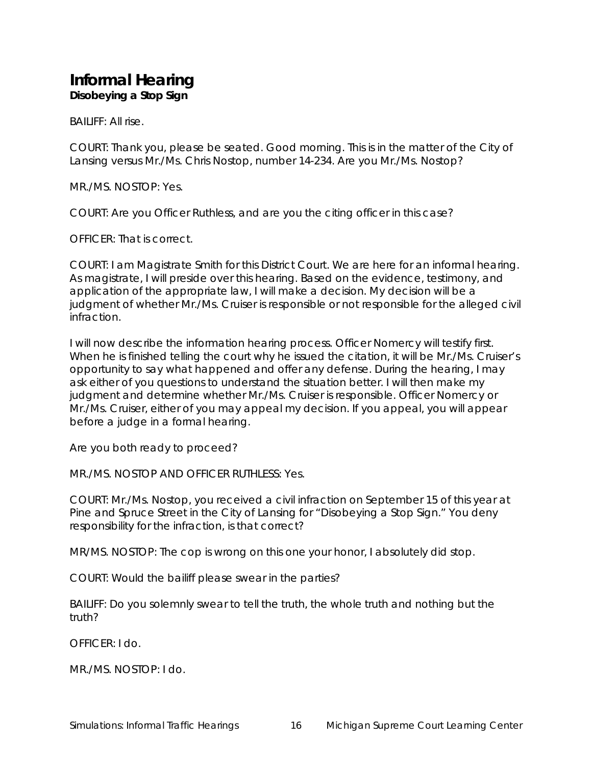# Informal Hearing

**Disobeying a Stop Sign**

BAILIFF: All rise.

COURT: Thank you, please be seated. Good morning. This is in the matter of the City of Lansing versus Mr./Ms. Chris Nostop, number 14-234. Are you Mr./Ms. Nostop?

MR./MS. NOSTOP: Yes.

COURT: Are you Officer Ruthless, and are you the citing officer in this case?

OFFICER: That is correct.

COURT: I am Magistrate Smith for this District Court. We are here for an informal hearing. As magistrate, I will preside over this hearing. Based on the evidence, testimony, and application of the appropriate law, I will make a decision. My decision will be a judgment of whether Mr./Ms. Cruiser is responsible or not responsible for the alleged civil infraction.

I will now describe the information hearing process. Officer Nomercy will testify first. When he is finished telling the court why he issued the citation, it will be Mr./Ms. Cruiser's opportunity to say what happened and offer any defense. During the hearing, I may ask either of you questions to understand the situation better. I will then make my judgment and determine whether Mr./Ms. Cruiser is responsible. Officer Nomercy or Mr./Ms. Cruiser, either of you may appeal my decision. If you appeal, you will appear before a judge in a formal hearing.

Are you both ready to proceed?

MR./MS. NOSTOP AND OFFICER RUTHLESS: Yes.

COURT: Mr./Ms. Nostop, you received a civil infraction on September 15 of this year at Pine and Spruce Street in the City of Lansing for "Disobeying a Stop Sign." You deny responsibility for the infraction, is that correct?

MR/MS. NOSTOP: The cop is wrong on this one your honor, I absolutely did stop.

COURT: Would the bailiff please swear in the parties?

BAILIFF: Do you solemnly swear to tell the truth, the whole truth and nothing but the truth?

OFFICER: I do.

MR./MS. NOSTOP: I do.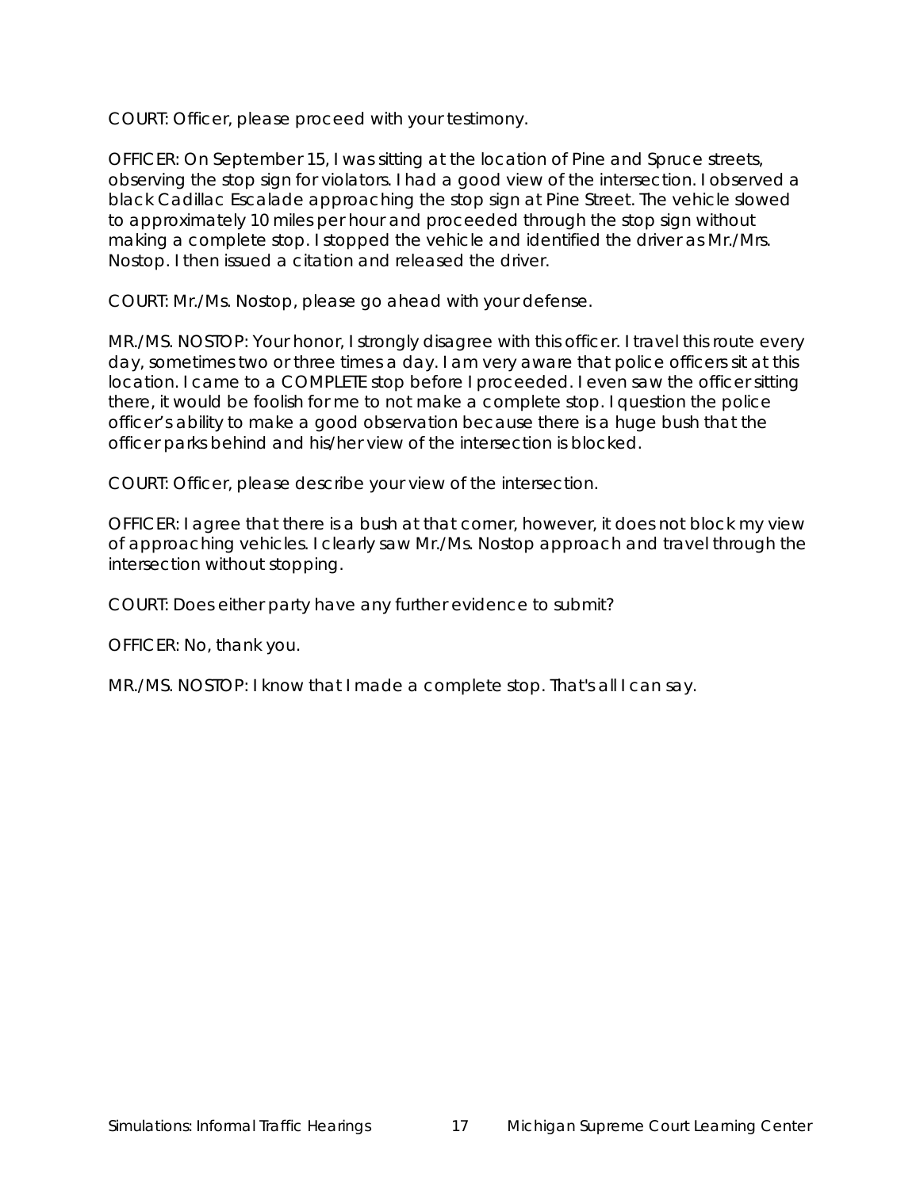COURT: Officer, please proceed with your testimony.

OFFICER: On September 15, I was sitting at the location of Pine and Spruce streets, observing the stop sign for violators. I had a good view of the intersection. I observed a black Cadillac Escalade approaching the stop sign at Pine Street. The vehicle slowed to approximately 10 miles per hour and proceeded through the stop sign without making a complete stop. I stopped the vehicle and identified the driver as Mr./Mrs. Nostop. I then issued a citation and released the driver.

COURT: Mr./Ms. Nostop, please go ahead with your defense.

MR./MS. NOSTOP: Your honor, I strongly disagree with this officer. I travel this route every day, sometimes two or three times a day. I am very aware that police officers sit at this location. I came to a COMPLETE stop before I proceeded. I even saw the officer sitting there, it would be foolish for me to not make a complete stop. I question the police officer's ability to make a good observation because there is a huge bush that the officer parks behind and his/her view of the intersection is blocked.

COURT: Officer, please describe your view of the intersection.

OFFICER: I agree that there is a bush at that corner, however, it does not block my view of approaching vehicles. I clearly saw Mr./Ms. Nostop approach and travel through the intersection without stopping.

COURT: Does either party have any further evidence to submit?

OFFICER: No, thank you.

MR./MS. NOSTOP: I know that I made a complete stop. That's all I can say.